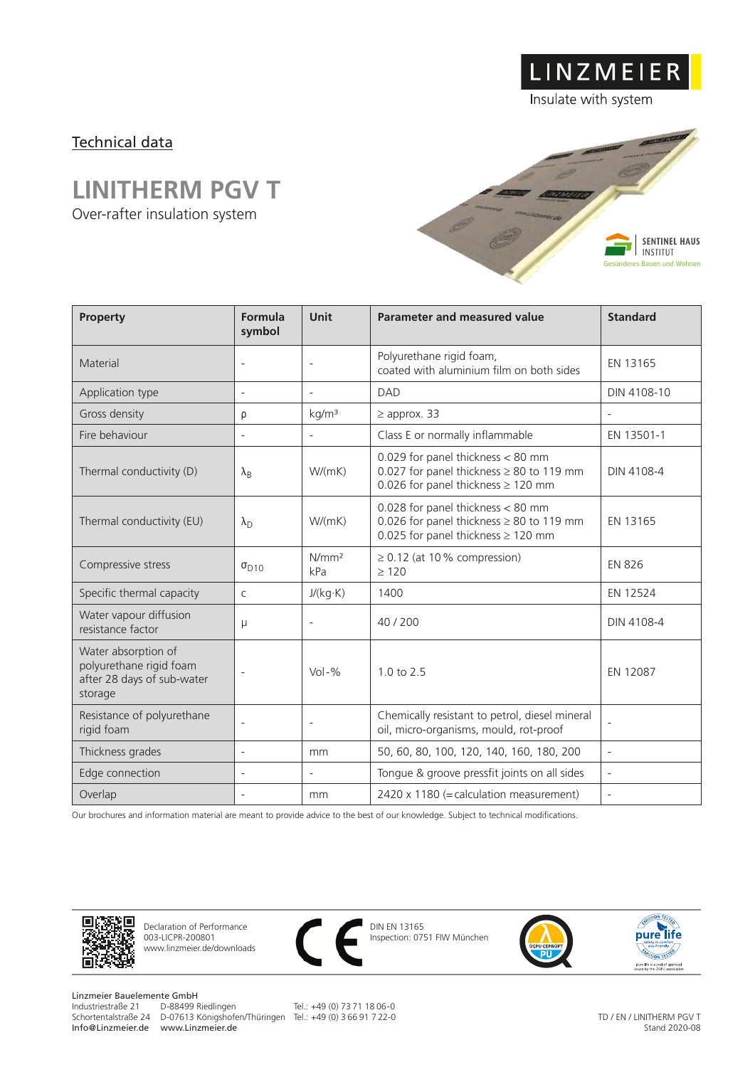LINZMEIER

Insulate with system

## Technical data

# LINITHERM PGV T

Over-rafter insulation system

SENTINEL HAUS INSTITUT
Gesünderes Bauen und Wohnen

| Property | Formula symbol | Unit | Parameter and measured value | Standard |
|---|---|---|---|---|
| Material | - | - | Polyurethane rigid foam, coated with aluminium film on both sides | EN 13165 |
| Application type | - | - | DAD | DIN 4108-10 |
| Gross density | ρ | kg/m³ | ≥ approx. 33 | - |
| Fire behaviour | - | - | Class E or normally inflammable | EN 13501-1 |
| Thermal conductivity (D) | $\lambda_B$ | W/(mK) | 0.029 for panel thickness < 80 mm<br>0.027 for panel thickness ≥ 80 to 119 mm<br>0.026 for panel thickness ≥ 120 mm | DIN 4108-4 |
| Thermal conductivity (EU) | $\lambda_D$ | W/(mK) | 0.028 for panel thickness < 80 mm<br>0.026 for panel thickness ≥ 80 to 119 mm<br>0.025 for panel thickness ≥ 120 mm | EN 13165 |
| Compressive stress | $\sigma_{D10}$ | N/mm²<br>kPa | ≥ 0.12 (at 10 % compression)<br>≥ 120 | EN 826 |
| Specific thermal capacity | c | J/(kg·K) | 1400 | EN 12524 |
| Water vapour diffusion resistance factor | μ | - | 40 / 200 | DIN 4108-4 |
| Water absorption of polyurethane rigid foam after 28 days of sub-water storage | - | Vol-% | 1.0 to 2.5 | EN 12087 |
| Resistance of polyurethane rigid foam | - | - | Chemically resistant to petrol, diesel mineral oil, micro-organisms, mould, rot-proof | - |
| Thickness grades | - | mm | 50, 60, 80, 100, 120, 140, 160, 180, 200 | - |
| Edge connection | - | - | Tongue & groove pressfit joints on all sides | - |
| Overlap | - | mm | 2420 x 1180 (=calculation measurement) | - |

Our brochures and information material are meant to provide advice to the best of our knowledge. Subject to technical modifications.

Declaration of Performance
003-LICPR-200801
www.linzmeier.de/downloads

CE

DIN EN 13165
Inspection: 0751 FIW München

ÜGPU GEPRÜFT PU

pure life

Linzmeier Bauelemente GmbH
Industriestraße 21 D-88499 Riedlingen Tel.: +49 (0) 73 71 18 06-0
Schortentalstraße 24 D-07613 Königshofen/Thüringen Tel.: +49 (0) 3 66 91 7 22-0
Info@Linzmeier.de www.Linzmeier.de

TD / EN / LINITHERM PGV T
Stand 2020-08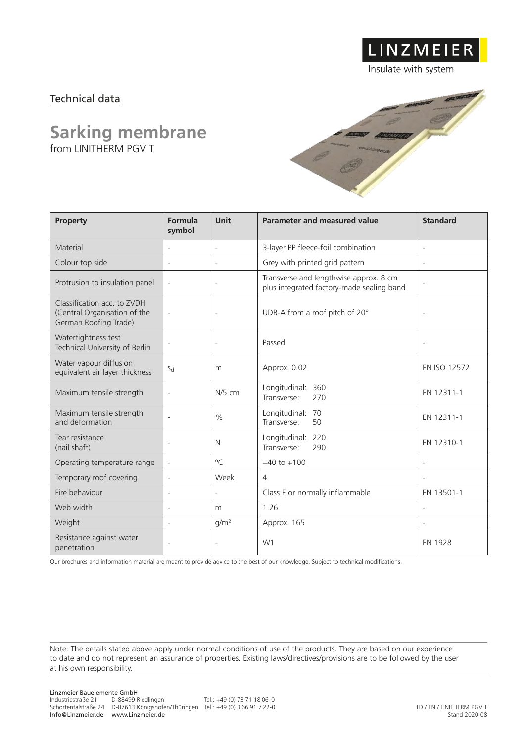Technical data

# Sarking membrane

from LINITHERM PGV T

| Property | Formula symbol | Unit | Parameter and measured value | Standard |
|---|---|---|---|---|
| Material | - | - | 3-layer PP fleece-foil combination | - |
| Colour top side | - | - | Grey with printed grid pattern | - |
| Protrusion to insulation panel | - | - | Transverse and lengthwise approx. 8 cm plus integrated factory-made sealing band | - |
| Classification acc. to ZVDH (Central Organisation of the German Roofing Trade) | - | - | UDB-A from a roof pitch of 20° | - |
| Watertightness test Technical University of Berlin | - | - | Passed | - |
| Water vapour diffusion equivalent air layer thickness | $s_d$ | m | Approx. 0.02 | EN ISO 12572 |
| Maximum tensile strength | - | N/5 cm | Longitudinal: 360<br>Transverse: 270 | EN 12311-1 |
| Maximum tensile strength and deformation | - | % | Longitudinal: 70<br>Transverse: 50 | EN 12311-1 |
| Tear resistance (nail shaft) | - | N | Longitudinal: 220<br>Transverse: 290 | EN 12310-1 |
| Operating temperature range | - | °C | −40 to +100 | - |
| Temporary roof covering | - | Week | 4 | - |
| Fire behaviour | - | - | Class E or normally inflammable | EN 13501-1 |
| Web width | - | m | 1.26 | - |
| Weight | - | g/m² | Approx. 165 | - |
| Resistance against water penetration | - | - | W1 | EN 1928 |

Our brochures and information material are meant to provide advice to the best of our knowledge. Subject to technical modifications.

Note: The details stated above apply under normal conditions of use of the products. They are based on our experience to date and do not represent an assurance of properties. Existing laws/directives/provisions are to be followed by the user at his own responsibility.

Linzmeier Bauelemente GmbH
Industriestraße 21 D-88499 Riedlingen Tel.: +49 (0) 73 71 18 06-0
Schortentalstraße 24 D-07613 Königshofen/Thüringen Tel.: +49 (0) 3 66 91 7 22-0
Info@Linzmeier.de www.Linzmeier.de

TD / EN / LINITHERM PGV T
Stand 2020-08